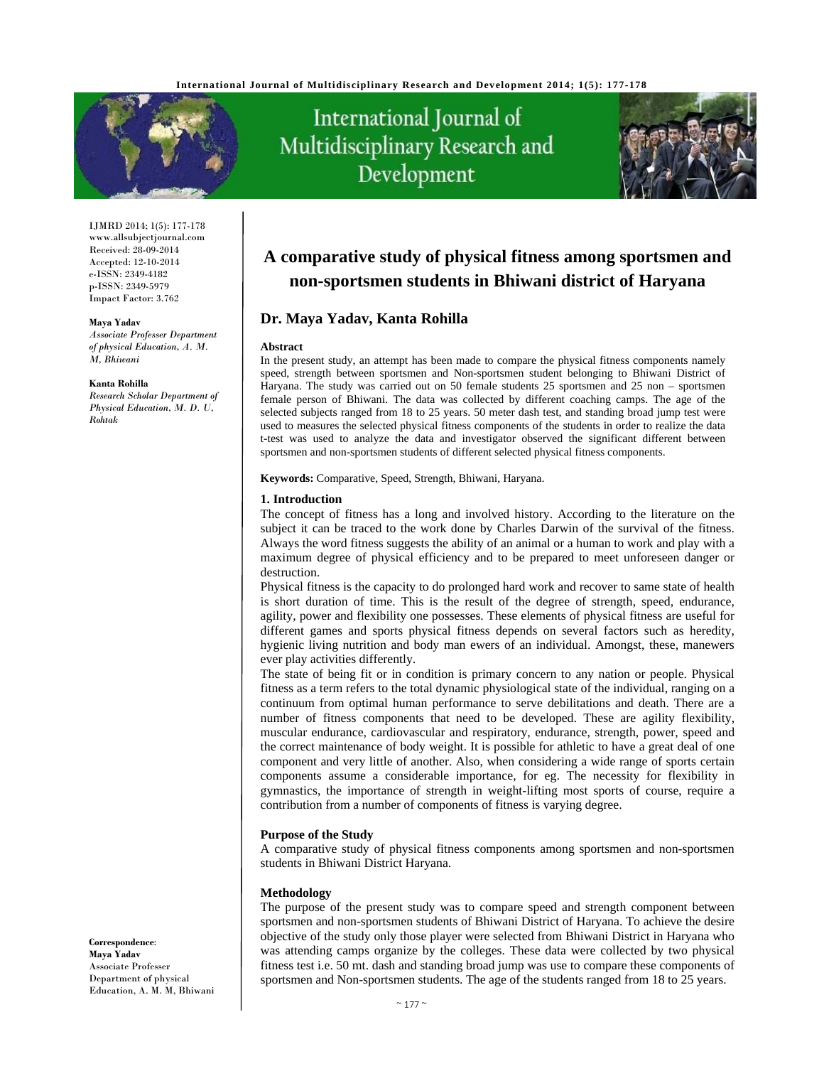# A comparative study of physical fitness among sportsmen and non-sportsmen students in Bhiwani district of Haryana

**Dr. Maya Yadav, Kanta Rohilla**

IJMRD 2014; 1(5): 177-178
www.allsubjectjournal.com
Received: 28-09-2014
Accepted: 12-10-2014
e-ISSN: 2349-4182
p-ISSN: 2349-5979
Impact Factor: 3.762

**Maya Yadav**
*Associate Professer Department of physical Education, A. M. M, Bhiwani*

**Kanta Rohilla**
*Research Scholar Department of Physical Education, M. D. U, Rohtak*

**Correspondence**:
**Maya Yadav**
Associate Professer
Department of physical
Education, A. M. M, Bhiwani

### Abstract

In the present study, an attempt has been made to compare the physical fitness components namely speed, strength between sportsmen and Non-sportsmen student belonging to Bhiwani District of Haryana. The study was carried out on 50 female students 25 sportsmen and 25 non – sportsmen female person of Bhiwani. The data was collected by different coaching camps. The age of the selected subjects ranged from 18 to 25 years. 50 meter dash test, and standing broad jump test were used to measures the selected physical fitness components of the students in order to realize the data t-test was used to analyze the data and investigator observed the significant different between sportsmen and non-sportsmen students of different selected physical fitness components.

**Keywords:** Comparative, Speed, Strength, Bhiwani, Haryana.

## 1. Introduction

The concept of fitness has a long and involved history. According to the literature on the subject it can be traced to the work done by Charles Darwin of the survival of the fitness. Always the word fitness suggests the ability of an animal or a human to work and play with a maximum degree of physical efficiency and to be prepared to meet unforeseen danger or destruction.

Physical fitness is the capacity to do prolonged hard work and recover to same state of health is short duration of time. This is the result of the degree of strength, speed, endurance, agility, power and flexibility one possesses. These elements of physical fitness are useful for different games and sports physical fitness depends on several factors such as heredity, hygienic living nutrition and body man ewers of an individual. Amongst, these, manewers ever play activities differently.

The state of being fit or in condition is primary concern to any nation or people. Physical fitness as a term refers to the total dynamic physiological state of the individual, ranging on a continuum from optimal human performance to serve debilitations and death. There are a number of fitness components that need to be developed. These are agility flexibility, muscular endurance, cardiovascular and respiratory, endurance, strength, power, speed and the correct maintenance of body weight. It is possible for athletic to have a great deal of one component and very little of another. Also, when considering a wide range of sports certain components assume a considerable importance, for eg. The necessity for flexibility in gymnastics, the importance of strength in weight-lifting most sports of course, require a contribution from a number of components of fitness is varying degree.

### Purpose of the Study

A comparative study of physical fitness components among sportsmen and non-sportsmen students in Bhiwani District Haryana.

### Methodology

The purpose of the present study was to compare speed and strength component between sportsmen and non-sportsmen students of Bhiwani District of Haryana. To achieve the desire objective of the study only those player were selected from Bhiwani District in Haryana who was attending camps organize by the colleges. These data were collected by two physical fitness test i.e. 50 mt. dash and standing broad jump was use to compare these components of sportsmen and Non-sportsmen students. The age of the students ranged from 18 to 25 years.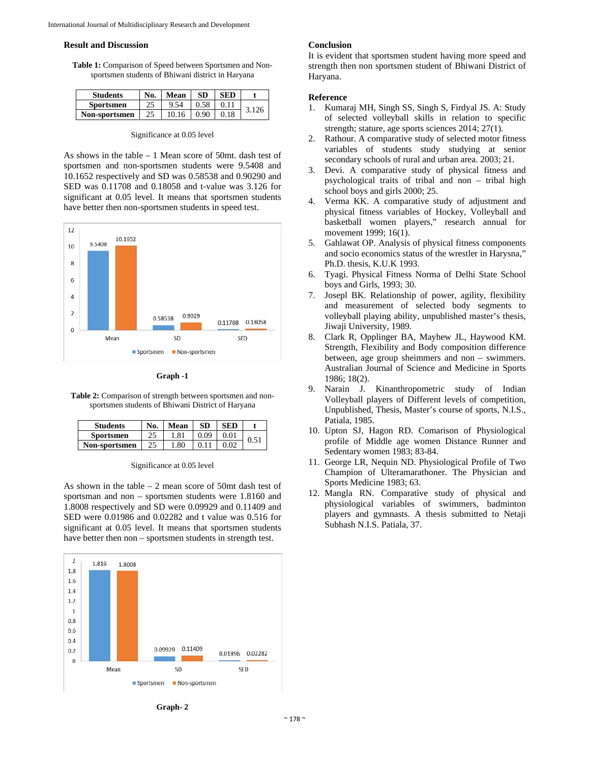## Result and Discussion

**Table 1:** Comparison of Speed between Sportsmen and Non-sportsmen students of Bhiwani district in Haryana

| Students | No. | Mean | SD | SED | t |
|---|---|---|---|---|---|
| Sportsmen | 25 | 9.54 | 0.58 | 0.11 | 3.126 |
| Non-sportsmen | 25 | 10.16 | 0.90 | 0.18 | |

Significance at 0.05 level

As shows in the table – 1 Mean score of 50mt. dash test of sportsmen and non-sportsmen students were 9.5408 and 10.1652 respectively and SD was 0.58538 and 0.90290 and SED was 0.11708 and 0.18058 and t-value was 3.126 for significant at 0.05 level. It means that sportsmen students have better then non-sportsmen students in speed test.

12
10
8
6
4
2
0
9.5408
10.1652
0.58538
0.9029
0.11708
0.18058
Mean
SD
SED
Sportsmen
Non-sportsmen

**Graph -1**

**Table 2:** Comparison of strength between sportsmen and non-sportsmen students of Bhiwani District of Haryana

| Students | No. | Mean | SD | SED | t |
|---|---|---|---|---|---|
| Sportsmen | 25 | 1.81 | 0.09 | 0.01 | 0.51 |
| Non-sportsmen | 25 | 1.80 | 0.11 | 0.02 | |

Significance at 0.05 level

As shown in the table – 2 mean score of 50mt dash test of sportsman and non – sportsmen students were 1.8160 and 1.8008 respectively and SD were 0.09929 and 0.11409 and SED were 0.01986 and 0.02282 and t value was 0.516 for significant at 0.05 level. It means that sportsmen students have better then non – sportsmen students in strength test.

2
1.8
1.6
1.4
1.2
1
0.8
0.6
0.4
0.2
0
1.816
1.8008
0.09929
0.11409
0.01896
0.02282
Mean
SD
SED
Sportsmen
Non-sportsmen

**Graph- 2**

## Conclusion

It is evident that sportsmen student having more speed and strength then non sportsmen student of Bhiwani District of Haryana.

## Reference

1. Kumaraj MH, Singh SS, Singh S, Firdyal JS. A: Study of selected volleyball skills in relation to specific strength; stature, age sports sciences 2014; 27(1).
2. Rathour. A comparative study of selected motor fitness variables of students study studying at senior secondary schools of rural and urban area. 2003; 21.
3. Devi. A comparative study of physical fitness and psychological traits of tribal and non – tribal high school boys and girls 2000; 25.
4. Verma KK. A comparative study of adjustment and physical fitness variables of Hockey, Volleyball and basketball women players," research annual for movement 1999; 16(1).
5. Gahlawat OP. Analysis of physical fitness components and socio economics status of the wrestler in Harysna," Ph.D. thesis, K.U.K 1993.
6. Tyagi. Physical Fitness Norma of Delhi State School boys and Girls, 1993; 30.
7. Josepl BK. Relationship of power, agility, flexibility and measurement of selected body segments to volleyball playing ability, unpublished master's thesis, Jiwaji University, 1989.
8. Clark R, Opplinger BA, Mayhew JL, Haywood KM. Strength, Flexibility and Body composition difference between, age group sheimmers and non – swimmers. Australian Journal of Science and Medicine in Sports 1986; 18(2).
9. Narain J. Kinanthropometric study of Indian Volleyball players of Different levels of competition, Unpublished, Thesis, Master's course of sports, N.I.S., Patiala, 1985.
10. Upton SJ, Hagon RD. Comarison of Physiological profile of Middle age women Distance Runner and Sedentary women 1983; 83-84.
11. George LR, Nequin ND. Physiological Profile of Two Champion of Ulteramarathoner. The Physician and Sports Medicine 1983; 63.
12. Mangla RN. Comparative study of physical and physiological variables of swimmers, badminton players and gymnasts. A thesis submitted to Netaji Subhash N.I.S. Patiala, 37.